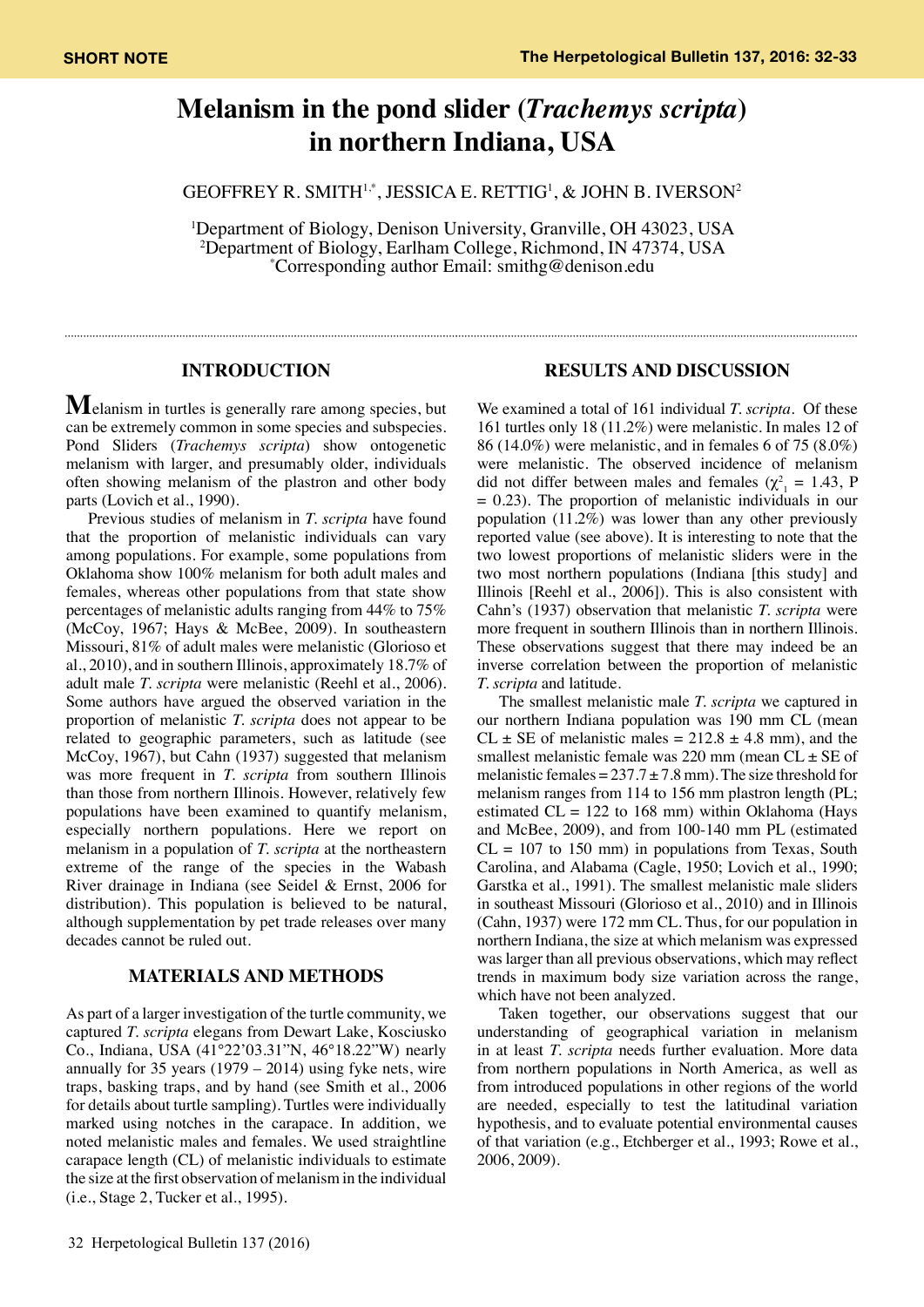SHORT NOTE

# Melanism in the pond slider (*Trachemys scripta*) in northern Indiana, USA

GEOFFREY R. SMITH[1,*], JESSICA E. RETTIG[1], & JOHN B. IVERSON[2]

[1]Department of Biology, Denison University, Granville, OH 43023, USA
[2]Department of Biology, Earlham College, Richmond, IN 47374, USA
[*]Corresponding author Email: smithg@denison.edu

## INTRODUCTION

Melanism in turtles is generally rare among species, but can be extremely common in some species and subspecies. Pond Sliders (*Trachemys scripta*) show ontogenetic melanism with larger, and presumably older, individuals often showing melanism of the plastron and other body parts (Lovich et al., 1990).

Previous studies of melanism in *T. scripta* have found that the proportion of melanistic individuals can vary among populations. For example, some populations from Oklahoma show 100% melanism for both adult males and females, whereas other populations from that state show percentages of melanistic adults ranging from 44% to 75% (McCoy, 1967; Hays & McBee, 2009). In southeastern Missouri, 81% of adult males were melanistic (Glorioso et al., 2010), and in southern Illinois, approximately 18.7% of adult male *T. scripta* were melanistic (Reehl et al., 2006). Some authors have argued the observed variation in the proportion of melanistic *T. scripta* does not appear to be related to geographic parameters, such as latitude (see McCoy, 1967), but Cahn (1937) suggested that melanism was more frequent in *T. scripta* from southern Illinois than those from northern Illinois. However, relatively few populations have been examined to quantify melanism, especially northern populations. Here we report on melanism in a population of *T. scripta* at the northeastern extreme of the range of the species in the Wabash River drainage in Indiana (see Seidel & Ernst, 2006 for distribution). This population is believed to be natural, although supplementation by pet trade releases over many decades cannot be ruled out.

## MATERIALS AND METHODS

As part of a larger investigation of the turtle community, we captured *T. scripta* elegans from Dewart Lake, Kosciusko Co., Indiana, USA (41°22'03.31"N, 46°18.22"W) nearly annually for 35 years (1979 – 2014) using fyke nets, wire traps, basking traps, and by hand (see Smith et al., 2006 for details about turtle sampling). Turtles were individually marked using notches in the carapace. In addition, we noted melanistic males and females. We used straightline carapace length (CL) of melanistic individuals to estimate the size at the first observation of melanism in the individual (i.e., Stage 2, Tucker et al., 1995).

## RESULTS AND DISCUSSION

We examined a total of 161 individual *T. scripta*. Of these 161 turtles only 18 (11.2%) were melanistic. In males 12 of 86 (14.0%) were melanistic, and in females 6 of 75 (8.0%) were melanistic. The observed incidence of melanism did not differ between males and females ($\chi^2_1 = 1.43$, $P = 0.23$). The proportion of melanistic individuals in our population (11.2%) was lower than any other previously reported value (see above). It is interesting to note that the two lowest proportions of melanistic sliders were in the two most northern populations (Indiana [this study] and Illinois [Reehl et al., 2006]). This is also consistent with Cahn's (1937) observation that melanistic *T. scripta* were more frequent in southern Illinois than in northern Illinois. These observations suggest that there may indeed be an inverse correlation between the proportion of melanistic *T. scripta* and latitude.

The smallest melanistic male *T. scripta* we captured in our northern Indiana population was 190 mm CL (mean CL ± SE of melanistic males = 212.8 ± 4.8 mm), and the smallest melanistic female was 220 mm (mean CL ± SE of melanistic females = 237.7 ± 7.8 mm). The size threshold for melanism ranges from 114 to 156 mm plastron length (PL; estimated CL = 122 to 168 mm) within Oklahoma (Hays and McBee, 2009), and from 100-140 mm PL (estimated CL = 107 to 150 mm) in populations from Texas, South Carolina, and Alabama (Cagle, 1950; Lovich et al., 1990; Garstka et al., 1991). The smallest melanistic male sliders in southeast Missouri (Glorioso et al., 2010) and in Illinois (Cahn, 1937) were 172 mm CL. Thus, for our population in northern Indiana, the size at which melanism was expressed was larger than all previous observations, which may reflect trends in maximum body size variation across the range, which have not been analyzed.

Taken together, our observations suggest that our understanding of geographical variation in melanism in at least *T. scripta* needs further evaluation. More data from northern populations in North America, as well as from introduced populations in other regions of the world are needed, especially to test the latitudinal variation hypothesis, and to evaluate potential environmental causes of that variation (e.g., Etchberger et al., 1993; Rowe et al., 2006, 2009).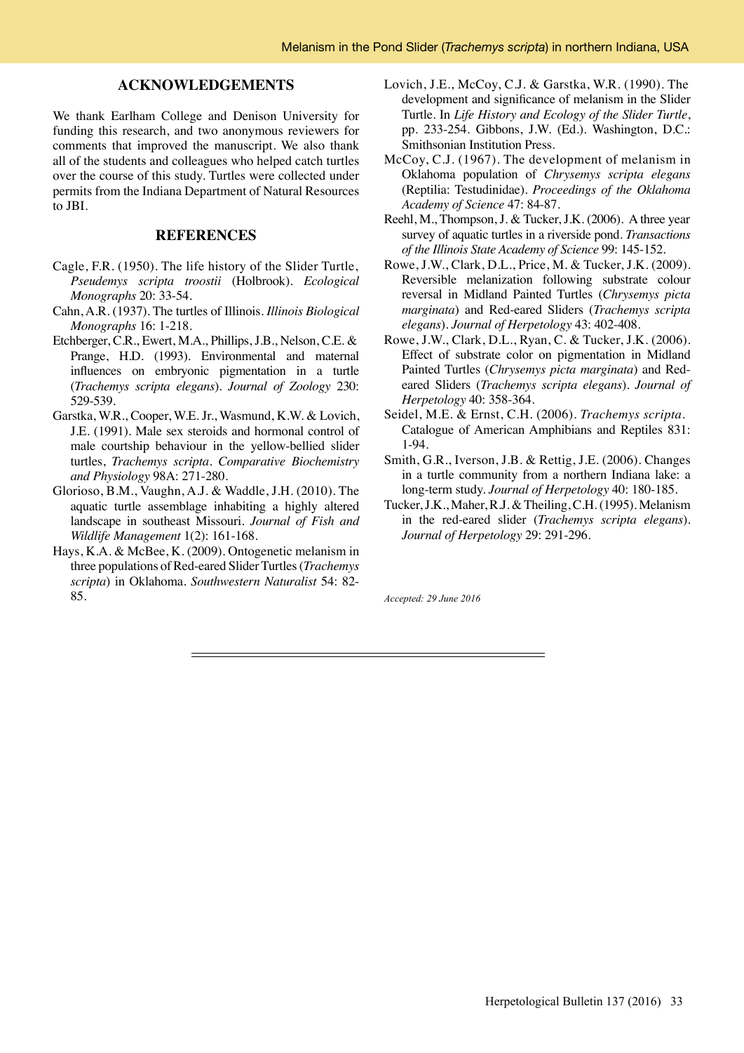## ACKNOWLEDGEMENTS

We thank Earlham College and Denison University for funding this research, and two anonymous reviewers for comments that improved the manuscript. We also thank all of the students and colleagues who helped catch turtles over the course of this study. Turtles were collected under permits from the Indiana Department of Natural Resources to JBI.

## REFERENCES

Cagle, F.R. (1950). The life history of the Slider Turtle, *Pseudemys scripta troostii* (Holbrook). *Ecological Monographs* 20: 33-54.

Cahn, A.R. (1937). The turtles of Illinois. *Illinois Biological Monographs* 16: 1-218.

Etchberger, C.R., Ewert, M.A., Phillips, J.B., Nelson, C.E. & Prange, H.D. (1993). Environmental and maternal influences on embryonic pigmentation in a turtle (*Trachemys scripta elegans*). *Journal of Zoology* 230: 529-539.

Garstka, W.R., Cooper, W.E. Jr., Wasmund, K.W. & Lovich, J.E. (1991). Male sex steroids and hormonal control of male courtship behaviour in the yellow-bellied slider turtles, *Trachemys scripta*. *Comparative Biochemistry and Physiology* 98A: 271-280.

Glorioso, B.M., Vaughn, A.J. & Waddle, J.H. (2010). The aquatic turtle assemblage inhabiting a highly altered landscape in southeast Missouri. *Journal of Fish and Wildlife Management* 1(2): 161-168.

Hays, K.A. & McBee, K. (2009). Ontogenetic melanism in three populations of Red-eared Slider Turtles (*Trachemys scripta*) in Oklahoma. *Southwestern Naturalist* 54: 82-85.

Lovich, J.E., McCoy, C.J. & Garstka, W.R. (1990). The development and significance of melanism in the Slider Turtle. In *Life History and Ecology of the Slider Turtle*, pp. 233-254. Gibbons, J.W. (Ed.). Washington, D.C.: Smithsonian Institution Press.

McCoy, C.J. (1967). The development of melanism in Oklahoma population of *Chrysemys scripta elegans* (Reptilia: Testudinidae). *Proceedings of the Oklahoma Academy of Science* 47: 84-87.

Reehl, M., Thompson, J. & Tucker, J.K. (2006). A three year survey of aquatic turtles in a riverside pond. *Transactions of the Illinois State Academy of Science* 99: 145-152.

Rowe, J.W., Clark, D.L., Price, M. & Tucker, J.K. (2009). Reversible melanization following substrate colour reversal in Midland Painted Turtles (*Chrysemys picta marginata*) and Red-eared Sliders (*Trachemys scripta elegans*). *Journal of Herpetology* 43: 402-408.

Rowe, J.W., Clark, D.L., Ryan, C. & Tucker, J.K. (2006). Effect of substrate color on pigmentation in Midland Painted Turtles (*Chrysemys picta marginata*) and Red-eared Sliders (*Trachemys scripta elegans*). *Journal of Herpetology* 40: 358-364.

Seidel, M.E. & Ernst, C.H. (2006). *Trachemys scripta*. Catalogue of American Amphibians and Reptiles 831: 1-94.

Smith, G.R., Iverson, J.B. & Rettig, J.E. (2006). Changes in a turtle community from a northern Indiana lake: a long-term study. *Journal of Herpetology* 40: 180-185.

Tucker, J.K., Maher, R.J. & Theiling, C.H. (1995). Melanism in the red-eared slider (*Trachemys scripta elegans*). *Journal of Herpetology* 29: 291-296.

*Accepted: 29 June 2016*